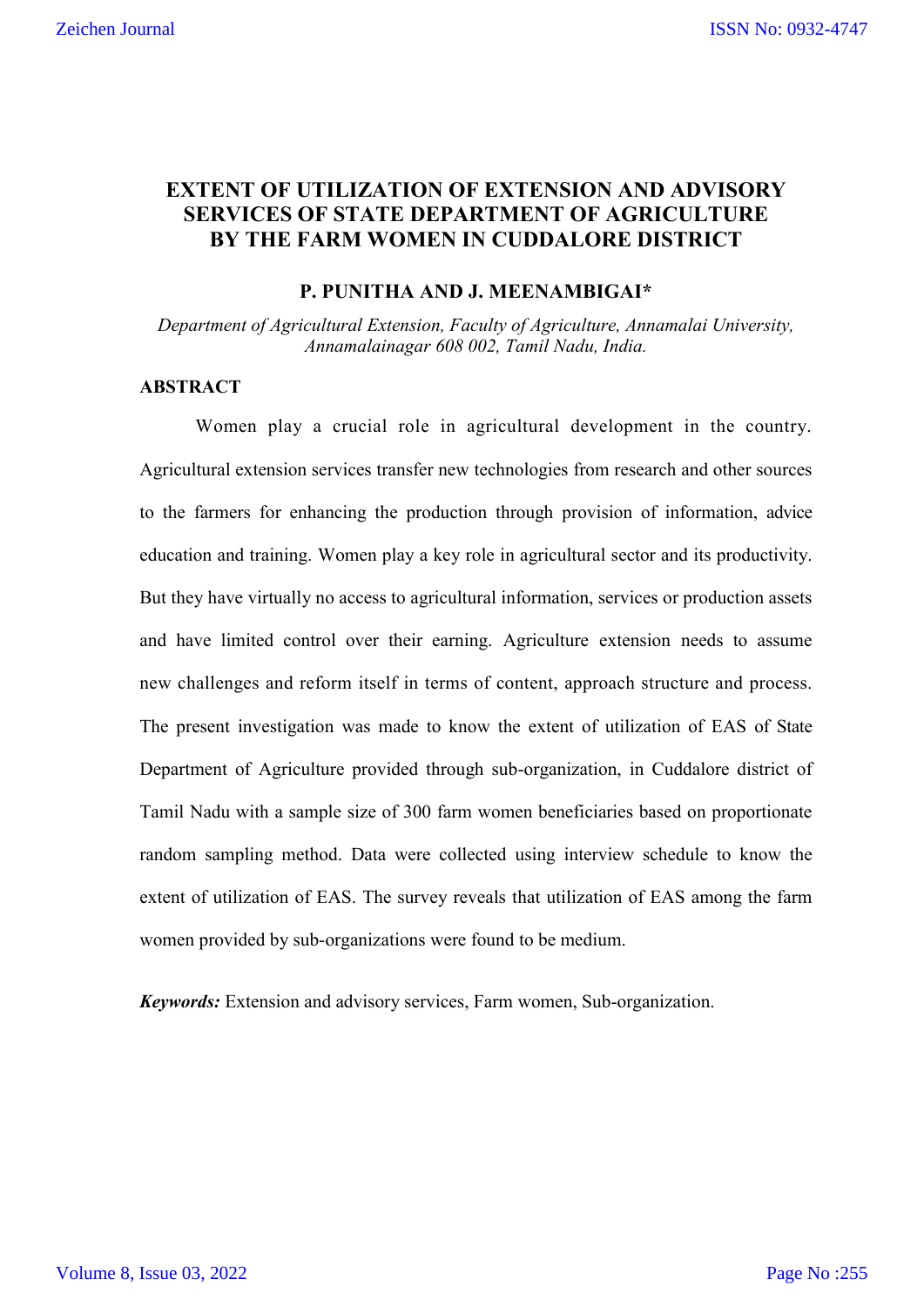# EXTENT OF UTILIZATION OF EXTENSION AND ADVISORY SERVICES OF STATE DEPARTMENT OF AGRICULTURE BY THE FARM WOMEN IN CUDDALORE DISTRICT

**P. PUNITHA AND J. MEENAMBIGAI***

*Department of Agricultural Extension, Faculty of Agriculture, Annamalai University, Annamalainagar 608 002, Tamil Nadu, India.*

## ABSTRACT

Women play a crucial role in agricultural development in the country. Agricultural extension services transfer new technologies from research and other sources to the farmers for enhancing the production through provision of information, advice education and training. Women play a key role in agricultural sector and its productivity. But they have virtually no access to agricultural information, services or production assets and have limited control over their earning. Agriculture extension needs to assume new challenges and reform itself in terms of content, approach structure and process. The present investigation was made to know the extent of utilization of EAS of State Department of Agriculture provided through sub-organization, in Cuddalore district of Tamil Nadu with a sample size of 300 farm women beneficiaries based on proportionate random sampling method. Data were collected using interview schedule to know the extent of utilization of EAS. The survey reveals that utilization of EAS among the farm women provided by sub-organizations were found to be medium.

***Keywords:*** Extension and advisory services, Farm women, Sub-organization.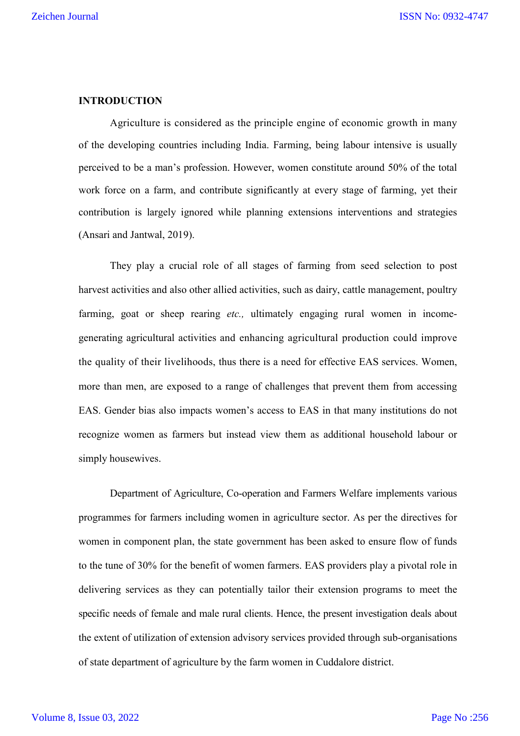## INTRODUCTION

Agriculture is considered as the principle engine of economic growth in many of the developing countries including India. Farming, being labour intensive is usually perceived to be a man's profession. However, women constitute around 50% of the total work force on a farm, and contribute significantly at every stage of farming, yet their contribution is largely ignored while planning extensions interventions and strategies (Ansari and Jantwal, 2019).

They play a crucial role of all stages of farming from seed selection to post harvest activities and also other allied activities, such as dairy, cattle management, poultry farming, goat or sheep rearing *etc.,* ultimately engaging rural women in income-generating agricultural activities and enhancing agricultural production could improve the quality of their livelihoods, thus there is a need for effective EAS services. Women, more than men, are exposed to a range of challenges that prevent them from accessing EAS. Gender bias also impacts women's access to EAS in that many institutions do not recognize women as farmers but instead view them as additional household labour or simply housewives.

Department of Agriculture, Co-operation and Farmers Welfare implements various programmes for farmers including women in agriculture sector. As per the directives for women in component plan, the state government has been asked to ensure flow of funds to the tune of 30% for the benefit of women farmers. EAS providers play a pivotal role in delivering services as they can potentially tailor their extension programs to meet the specific needs of female and male rural clients. Hence, the present investigation deals about the extent of utilization of extension advisory services provided through sub-organisations of state department of agriculture by the farm women in Cuddalore district.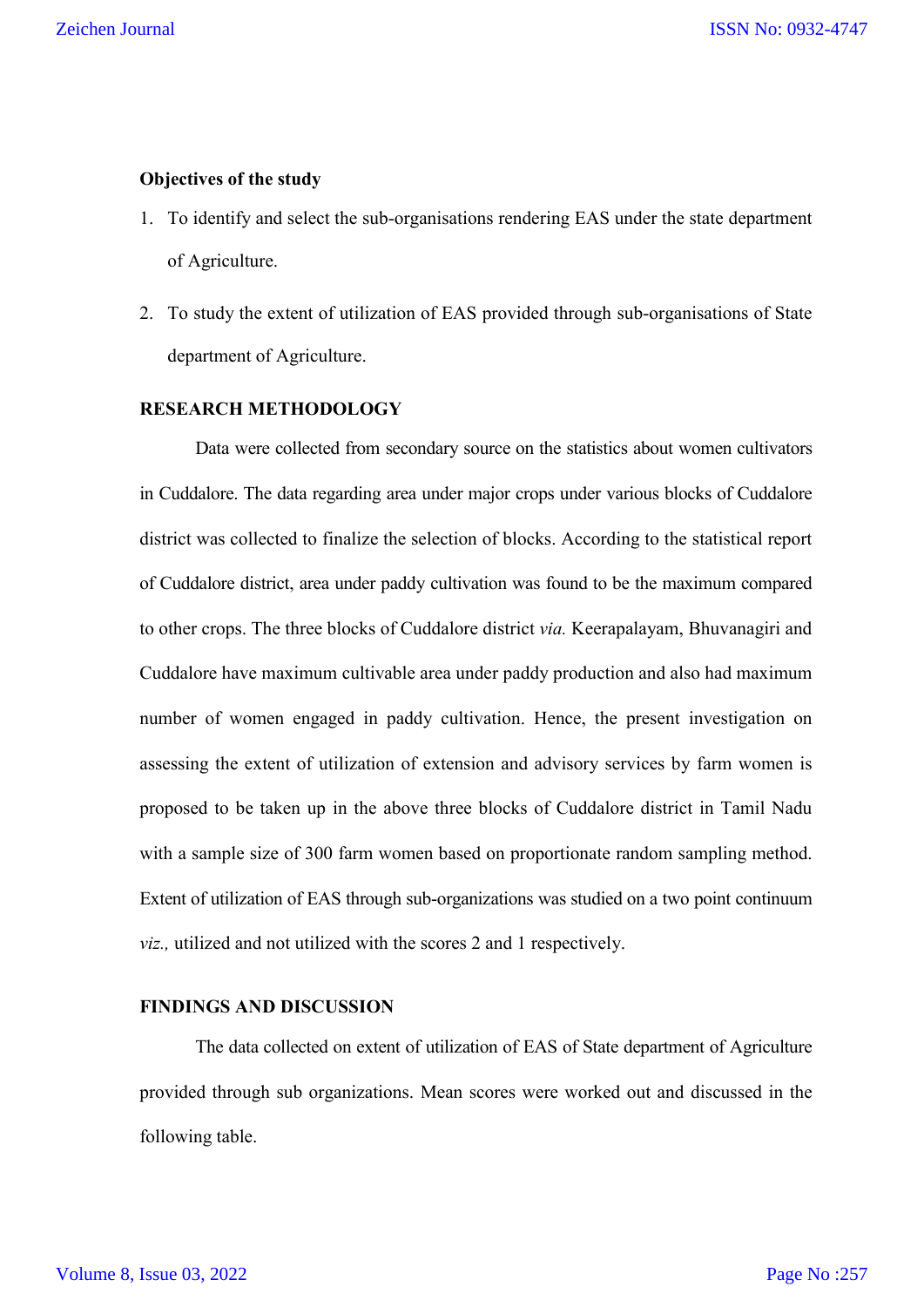**Objectives of the study**

1. To identify and select the sub-organisations rendering EAS under the state department of Agriculture.
2. To study the extent of utilization of EAS provided through sub-organisations of State department of Agriculture.

**RESEARCH METHODOLOGY**

Data were collected from secondary source on the statistics about women cultivators in Cuddalore. The data regarding area under major crops under various blocks of Cuddalore district was collected to finalize the selection of blocks. According to the statistical report of Cuddalore district, area under paddy cultivation was found to be the maximum compared to other crops. The three blocks of Cuddalore district *via.* Keerapalayam, Bhuvanagiri and Cuddalore have maximum cultivable area under paddy production and also had maximum number of women engaged in paddy cultivation. Hence, the present investigation on assessing the extent of utilization of extension and advisory services by farm women is proposed to be taken up in the above three blocks of Cuddalore district in Tamil Nadu with a sample size of 300 farm women based on proportionate random sampling method. Extent of utilization of EAS through sub-organizations was studied on a two point continuum *viz.,* utilized and not utilized with the scores 2 and 1 respectively.

**FINDINGS AND DISCUSSION**

The data collected on extent of utilization of EAS of State department of Agriculture provided through sub organizations. Mean scores were worked out and discussed in the following table.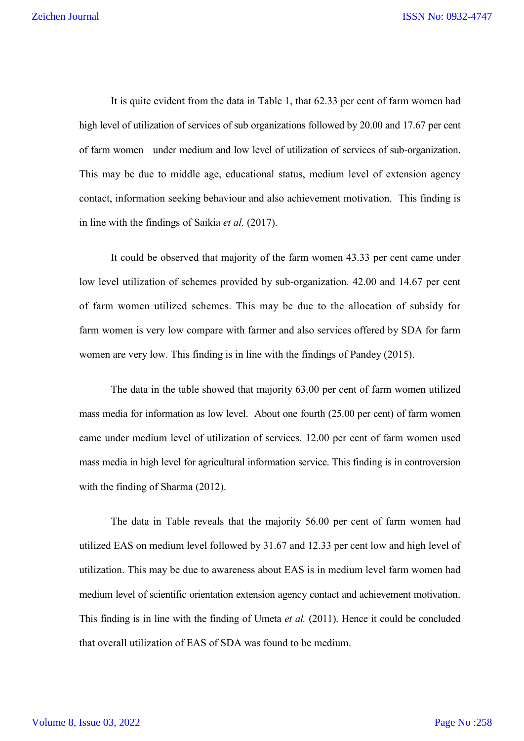It is quite evident from the data in Table 1, that 62.33 per cent of farm women had high level of utilization of services of sub organizations followed by 20.00 and 17.67 per cent of farm women under medium and low level of utilization of services of sub-organization. This may be due to middle age, educational status, medium level of extension agency contact, information seeking behaviour and also achievement motivation. This finding is in line with the findings of Saikia *et al.* (2017).

It could be observed that majority of the farm women 43.33 per cent came under low level utilization of schemes provided by sub-organization. 42.00 and 14.67 per cent of farm women utilized schemes. This may be due to the allocation of subsidy for farm women is very low compare with farmer and also services offered by SDA for farm women are very low. This finding is in line with the findings of Pandey (2015).

The data in the table showed that majority 63.00 per cent of farm women utilized mass media for information as low level. About one fourth (25.00 per cent) of farm women came under medium level of utilization of services. 12.00 per cent of farm women used mass media in high level for agricultural information service. This finding is in controversion with the finding of Sharma (2012).

The data in Table reveals that the majority 56.00 per cent of farm women had utilized EAS on medium level followed by 31.67 and 12.33 per cent low and high level of utilization. This may be due to awareness about EAS is in medium level farm women had medium level of scientific orientation extension agency contact and achievement motivation. This finding is in line with the finding of Umeta *et al.* (2011). Hence it could be concluded that overall utilization of EAS of SDA was found to be medium.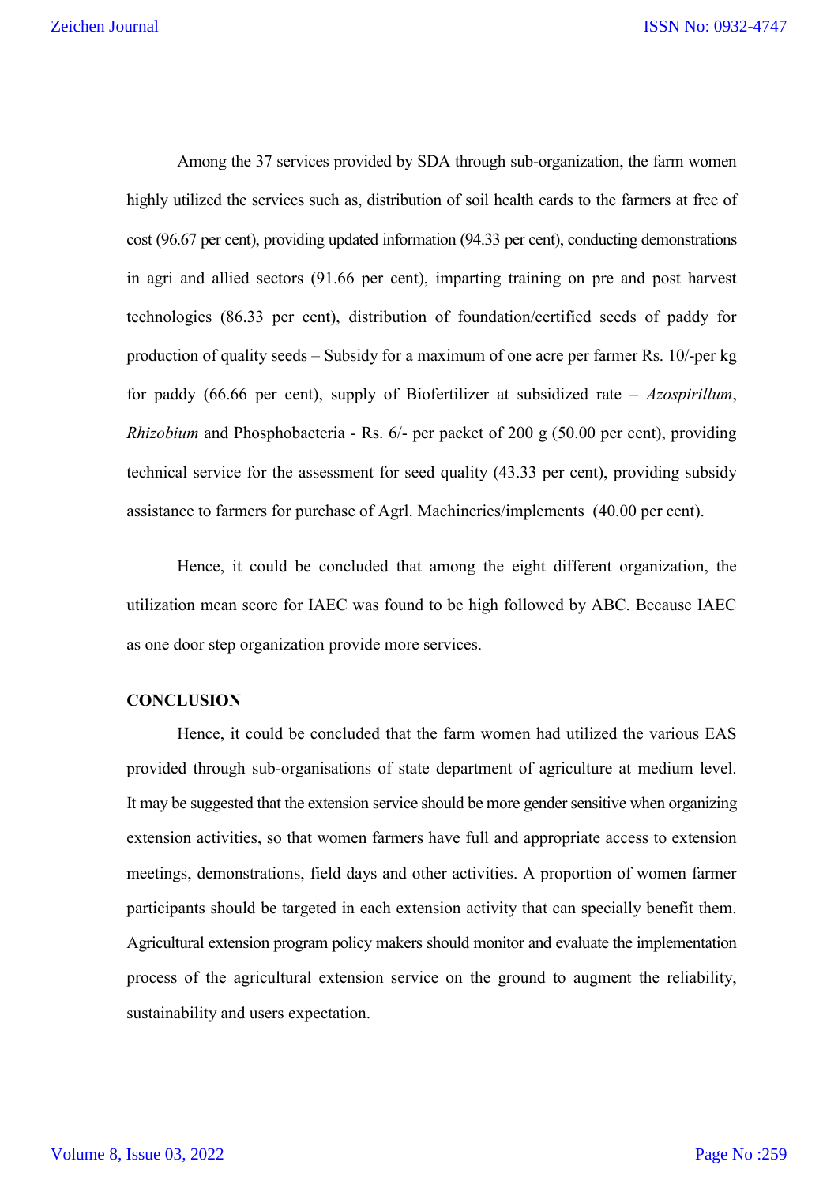Among the 37 services provided by SDA through sub-organization, the farm women highly utilized the services such as, distribution of soil health cards to the farmers at free of cost (96.67 per cent), providing updated information (94.33 per cent), conducting demonstrations in agri and allied sectors (91.66 per cent), imparting training on pre and post harvest technologies (86.33 per cent), distribution of foundation/certified seeds of paddy for production of quality seeds – Subsidy for a maximum of one acre per farmer Rs. 10/-per kg for paddy (66.66 per cent), supply of Biofertilizer at subsidized rate – *Azospirillum*, *Rhizobium* and Phosphobacteria - Rs. 6/- per packet of 200 g (50.00 per cent), providing technical service for the assessment for seed quality (43.33 per cent), providing subsidy assistance to farmers for purchase of Agrl. Machineries/implements (40.00 per cent).

Hence, it could be concluded that among the eight different organization, the utilization mean score for IAEC was found to be high followed by ABC. Because IAEC as one door step organization provide more services.

## CONCLUSION

Hence, it could be concluded that the farm women had utilized the various EAS provided through sub-organisations of state department of agriculture at medium level. It may be suggested that the extension service should be more gender sensitive when organizing extension activities, so that women farmers have full and appropriate access to extension meetings, demonstrations, field days and other activities. A proportion of women farmer participants should be targeted in each extension activity that can specially benefit them. Agricultural extension program policy makers should monitor and evaluate the implementation process of the agricultural extension service on the ground to augment the reliability, sustainability and users expectation.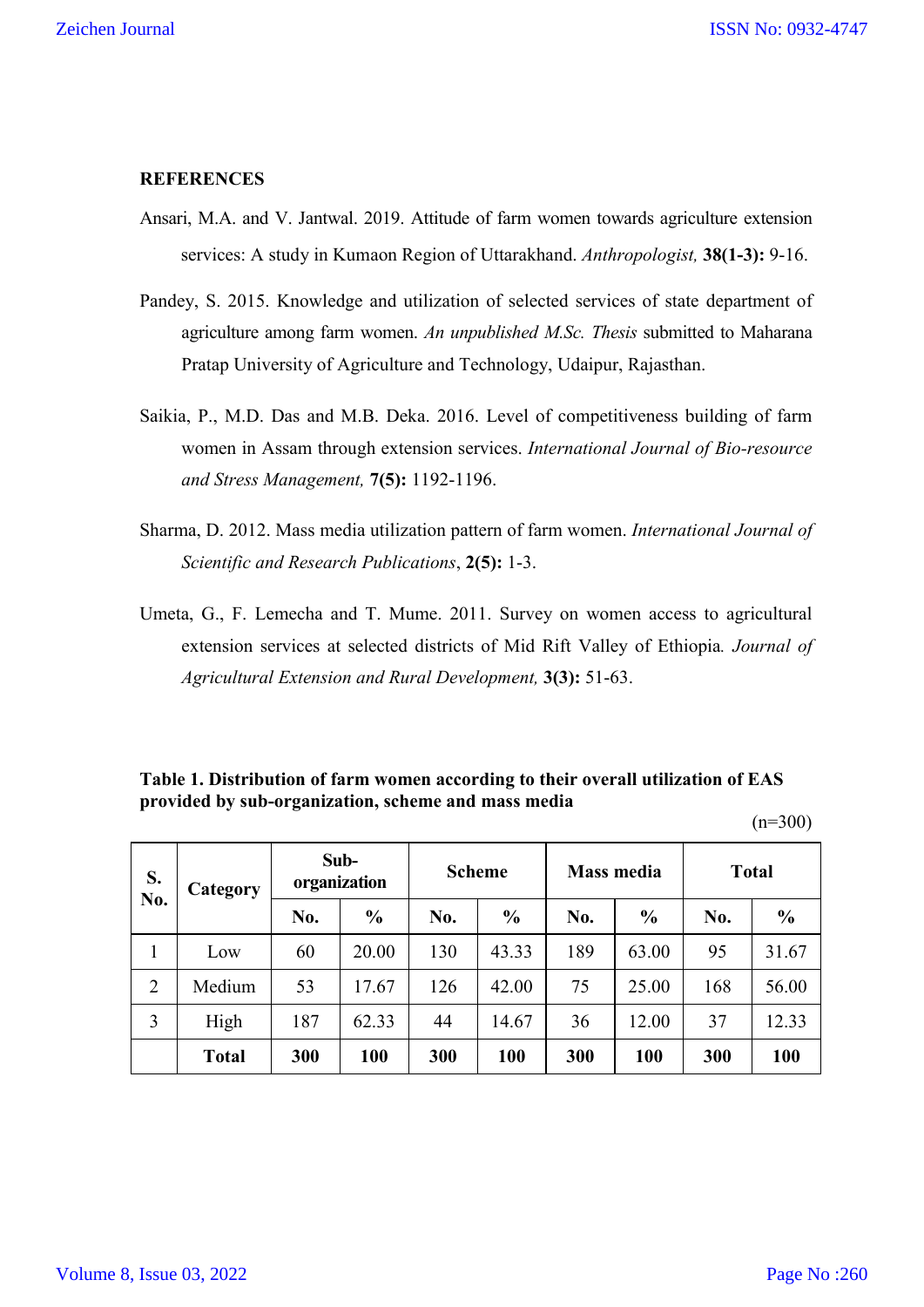## REFERENCES

Ansari, M.A. and V. Jantwal. 2019. Attitude of farm women towards agriculture extension services: A study in Kumaon Region of Uttarakhand. *Anthropologist,* **38(1-3):** 9-16.

Pandey, S. 2015. Knowledge and utilization of selected services of state department of agriculture among farm women. *An unpublished M.Sc. Thesis* submitted to Maharana Pratap University of Agriculture and Technology, Udaipur, Rajasthan.

Saikia, P., M.D. Das and M.B. Deka. 2016. Level of competitiveness building of farm women in Assam through extension services. *International Journal of Bio-resource and Stress Management,* **7(5):** 1192-1196.

Sharma, D. 2012. Mass media utilization pattern of farm women. *International Journal of Scientific and Research Publications*, **2(5):** 1-3.

Umeta, G., F. Lemecha and T. Mume. 2011. Survey on women access to agricultural extension services at selected districts of Mid Rift Valley of Ethiopia*. Journal of Agricultural Extension and Rural Development,* **3(3):** 51-63.

**Table 1. Distribution of farm women according to their overall utilization of EAS provided by sub-organization, scheme and mass media**

(n=300)

| S. No. | Category | Sub-organization | | Scheme | | Mass media | | Total | |
|---|---|---|---|---|---|---|---|---|---|
| | | No. | % | No. | % | No. | % | No. | % |
| 1 | Low | 60 | 20.00 | 130 | 43.33 | 189 | 63.00 | 95 | 31.67 |
| 2 | Medium | 53 | 17.67 | 126 | 42.00 | 75 | 25.00 | 168 | 56.00 |
| 3 | High | 187 | 62.33 | 44 | 14.67 | 36 | 12.00 | 37 | 12.33 |
| | **Total** | **300** | **100** | **300** | **100** | **300** | **100** | **300** | **100** |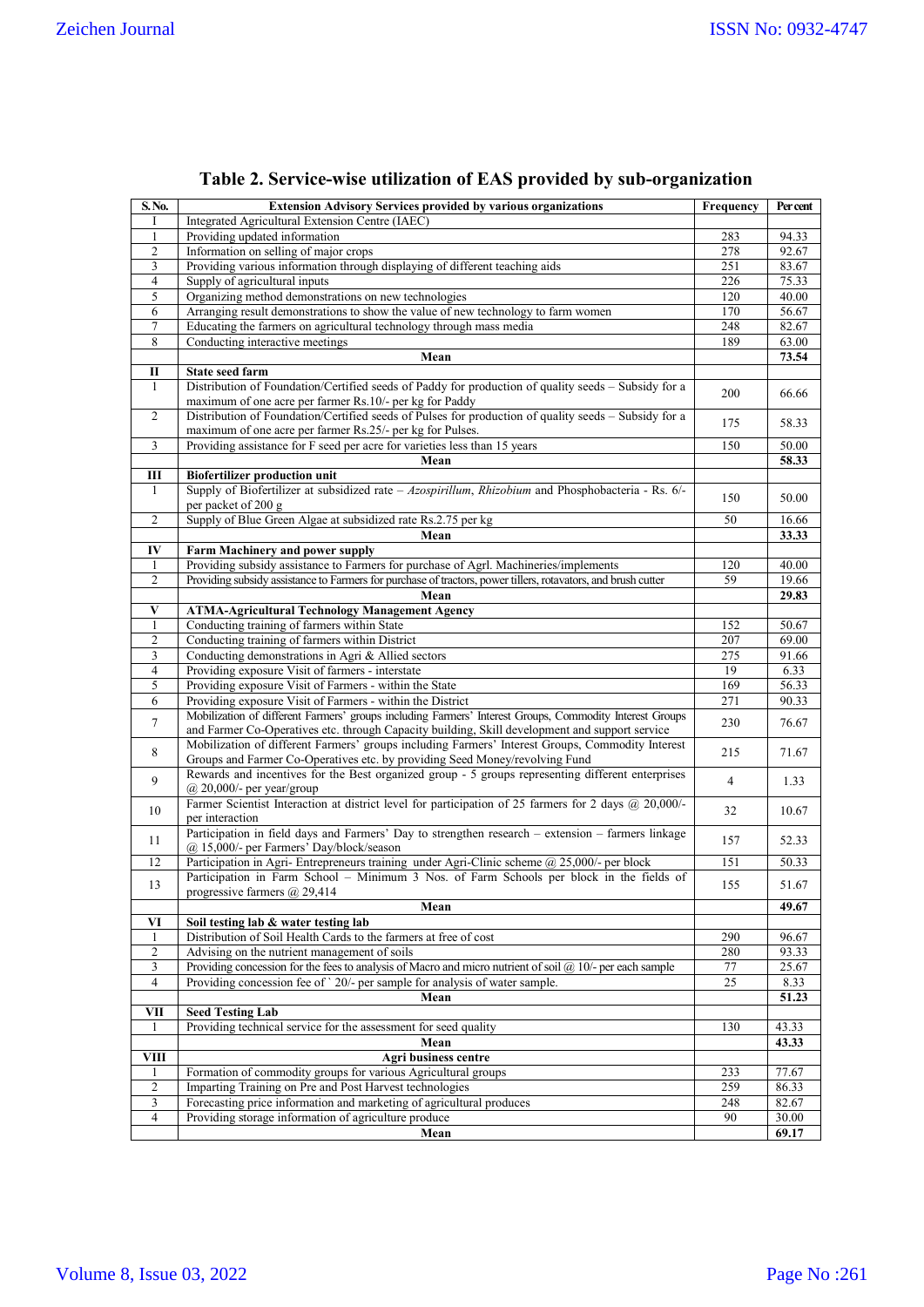## Table 2. Service-wise utilization of EAS provided by sub-organization

| S.No. | Extension Advisory Services provided by various organizations | Frequency | Per cent |
|---|---|---|---|
| I | Integrated Agricultural Extension Centre (IAEC) | | |
| 1 | Providing updated information | 283 | 94.33 |
| 2 | Information on selling of major crops | 278 | 92.67 |
| 3 | Providing various information through displaying of different teaching aids | 251 | 83.67 |
| 4 | Supply of agricultural inputs | 226 | 75.33 |
| 5 | Organizing method demonstrations on new technologies | 120 | 40.00 |
| 6 | Arranging result demonstrations to show the value of new technology to farm women | 170 | 56.67 |
| 7 | Educating the farmers on agricultural technology through mass media | 248 | 82.67 |
| 8 | Conducting interactive meetings | 189 | 63.00 |
| | **Mean** | | **73.54** |
| **II** | **State seed farm** | | |
| 1 | Distribution of Foundation/Certified seeds of Paddy for production of quality seeds – Subsidy for a maximum of one acre per farmer Rs.10/- per kg for Paddy | 200 | 66.66 |
| 2 | Distribution of Foundation/Certified seeds of Pulses for production of quality seeds – Subsidy for a maximum of one acre per farmer Rs.25/- per kg for Pulses. | 175 | 58.33 |
| 3 | Providing assistance for F seed per acre for varieties less than 15 years | 150 | 50.00 |
| | **Mean** | | **58.33** |
| **III** | **Biofertilizer production unit** | | |
| 1 | Supply of Biofertilizer at subsidized rate – *Azospirillum*, *Rhizobium* and Phosphobacteria - Rs. 6/- per packet of 200 g | 150 | 50.00 |
| 2 | Supply of Blue Green Algae at subsidized rate Rs.2.75 per kg | 50 | 16.66 |
| | **Mean** | | **33.33** |
| **IV** | **Farm Machinery and power supply** | | |
| 1 | Providing subsidy assistance to Farmers for purchase of Agrl. Machineries/implements | 120 | 40.00 |
| 2 | Providing subsidy assistance to Farmers for purchase of tractors, power tillers, rotavators, and brush cutter | 59 | 19.66 |
| | **Mean** | | **29.83** |
| **V** | **ATMA-Agricultural Technology Management Agency** | | |
| 1 | Conducting training of farmers within State | 152 | 50.67 |
| 2 | Conducting training of farmers within District | 207 | 69.00 |
| 3 | Conducting demonstrations in Agri & Allied sectors | 275 | 91.66 |
| 4 | Providing exposure Visit of farmers - interstate | 19 | 6.33 |
| 5 | Providing exposure Visit of Farmers - within the State | 169 | 56.33 |
| 6 | Providing exposure Visit of Farmers - within the District | 271 | 90.33 |
| 7 | Mobilization of different Farmers' groups including Farmers' Interest Groups, Commodity Interest Groups and Farmer Co-Operatives etc. through Capacity building, Skill development and support service | 230 | 76.67 |
| 8 | Mobilization of different Farmers' groups including Farmers' Interest Groups, Commodity Interest Groups and Farmer Co-Operatives etc. by providing Seed Money/revolving Fund | 215 | 71.67 |
| 9 | Rewards and incentives for the Best organized group - 5 groups representing different enterprises @ 20,000/- per year/group | 4 | 1.33 |
| 10 | Farmer Scientist Interaction at district level for participation of 25 farmers for 2 days @ 20,000/- per interaction | 32 | 10.67 |
| 11 | Participation in field days and Farmers' Day to strengthen research – extension – farmers linkage @ 15,000/- per Farmers' Day/block/season | 157 | 52.33 |
| 12 | Participation in Agri- Entrepreneurs training under Agri-Clinic scheme @ 25,000/- per block | 151 | 50.33 |
| 13 | Participation in Farm School – Minimum 3 Nos. of Farm Schools per block in the fields of progressive farmers @ 29,414 | 155 | 51.67 |
| | **Mean** | | **49.67** |
| **VI** | **Soil testing lab & water testing lab** | | |
| 1 | Distribution of Soil Health Cards to the farmers at free of cost | 290 | 96.67 |
| 2 | Advising on the nutrient management of soils | 280 | 93.33 |
| 3 | Providing concession for the fees to analysis of Macro and micro nutrient of soil @ 10/- per each sample | 77 | 25.67 |
| 4 | Providing concession fee of ` 20/- per sample for analysis of water sample. | 25 | 8.33 |
| | **Mean** | | **51.23** |
| **VII** | **Seed Testing Lab** | | |
| 1 | Providing technical service for the assessment for seed quality | 130 | 43.33 |
| | **Mean** | | **43.33** |
| **VIII** | **Agri business centre** | | |
| 1 | Formation of commodity groups for various Agricultural groups | 233 | 77.67 |
| 2 | Imparting Training on Pre and Post Harvest technologies | 259 | 86.33 |
| 3 | Forecasting price information and marketing of agricultural produces | 248 | 82.67 |
| 4 | Providing storage information of agriculture produce | 90 | 30.00 |
| | **Mean** | | **69.17** |